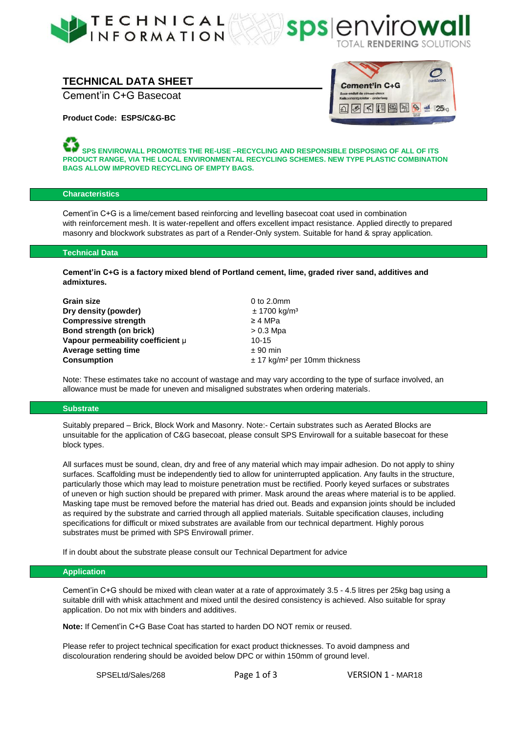# TECHNICAL DATA SHEET

Cement'in C+G Basecoat

**Product Code: ESPS/C&G-BC**

**SPS ENVIROWALL PROMOTES THE RE-USE –RECYCLING AND RESPONSIBLE DISPOSING OF ALL OF ITS PRODUCT RANGE, VIA THE LOCAL ENVIRONMENTAL RECYCLING SCHEMES. NEW TYPE PLASTIC COMBINATION BAGS ALLOW IMPROVED RECYCLING OF EMPTY BAGS.**

## Characteristics

Cement'in C+G is a lime/cement based reinforcing and levelling basecoat coat used in combination with reinforcement mesh. It is water-repellent and offers excellent impact resistance. Applied directly to prepared masonry and blockwork substrates as part of a Render-Only system. Suitable for hand & spray application.

## Technical Data

**Cement'in C+G is a factory mixed blend of Portland cement, lime, graded river sand, additives and admixtures.**

| | |
|---|---|
| **Grain size** | 0 to 2.0mm |
| **Dry density (powder)** | ± 1700 kg/m³ |
| **Compressive strength** | ≥ 4 MPa |
| **Bond strength (on brick)** | > 0.3 Mpa |
| **Vapour permeability coefficient μ** | 10-15 |
| **Average setting time** | ± 90 min |
| **Consumption** | ± 17 kg/m² per 10mm thickness |

Note: These estimates take no account of wastage and may vary according to the type of surface involved, an allowance must be made for uneven and misaligned substrates when ordering materials.

## Substrate

Suitably prepared – Brick, Block Work and Masonry. Note:- Certain substrates such as Aerated Blocks are unsuitable for the application of C&G basecoat, please consult SPS Envirowall for a suitable basecoat for these block types.

All surfaces must be sound, clean, dry and free of any material which may impair adhesion. Do not apply to shiny surfaces. Scaffolding must be independently tied to allow for uninterrupted application. Any faults in the structure, particularly those which may lead to moisture penetration must be rectified. Poorly keyed surfaces or substrates of uneven or high suction should be prepared with primer. Mask around the areas where material is to be applied. Masking tape must be removed before the material has dried out. Beads and expansion joints should be included as required by the substrate and carried through all applied materials. Suitable specification clauses, including specifications for difficult or mixed substrates are available from our technical department. Highly porous substrates must be primed with SPS Envirowall primer.

If in doubt about the substrate please consult our Technical Department for advice

## Application

Cement'in C+G should be mixed with clean water at a rate of approximately 3.5 - 4.5 litres per 25kg bag using a suitable drill with whisk attachment and mixed until the desired consistency is achieved. Also suitable for spray application. Do not mix with binders and additives.

**Note:** If Cement'in C+G Base Coat has started to harden DO NOT remix or reused.

Please refer to project technical specification for exact product thicknesses. To avoid dampness and discolouration rendering should be avoided below DPC or within 150mm of ground level.

SPSELtd/Sales/268 VERSION 1 - MAR18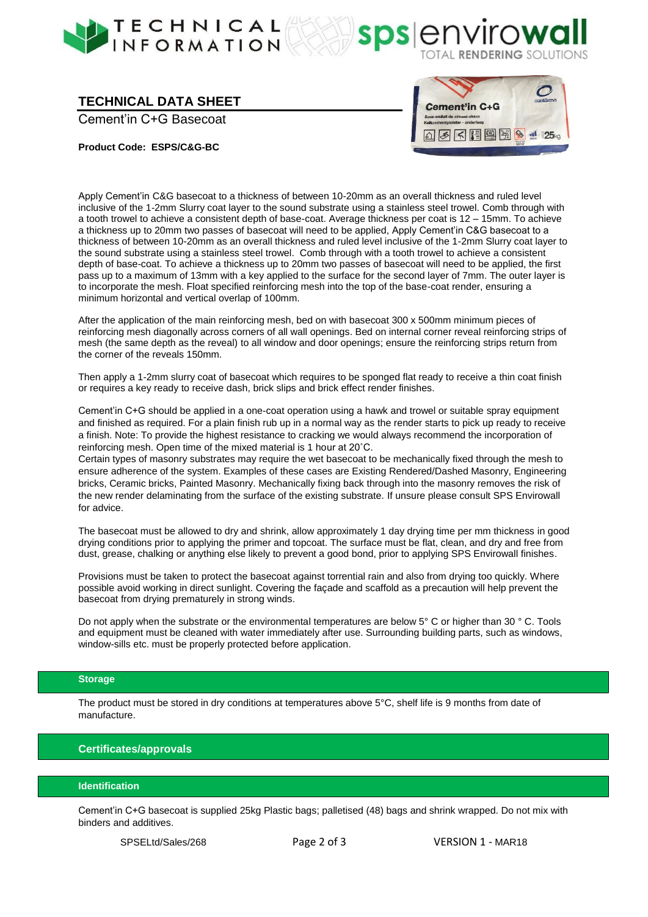## TECHNICAL DATA SHEET

Cement'in C+G Basecoat

**Product Code: ESPS/C&G-BC**

Apply Cement'in C&G basecoat to a thickness of between 10-20mm as an overall thickness and ruled level inclusive of the 1-2mm Slurry coat layer to the sound substrate using a stainless steel trowel. Comb through with a tooth trowel to achieve a consistent depth of base-coat. Average thickness per coat is 12 – 15mm. To achieve a thickness up to 20mm two passes of basecoat will need to be applied, Apply Cement'in C&G basecoat to a thickness of between 10-20mm as an overall thickness and ruled level inclusive of the 1-2mm Slurry coat layer to the sound substrate using a stainless steel trowel. Comb through with a tooth trowel to achieve a consistent depth of base-coat. To achieve a thickness up to 20mm two passes of basecoat will need to be applied, the first pass up to a maximum of 13mm with a key applied to the surface for the second layer of 7mm. The outer layer is to incorporate the mesh. Float specified reinforcing mesh into the top of the base-coat render, ensuring a minimum horizontal and vertical overlap of 100mm.

After the application of the main reinforcing mesh, bed on with basecoat 300 x 500mm minimum pieces of reinforcing mesh diagonally across corners of all wall openings. Bed on internal corner reveal reinforcing strips of mesh (the same depth as the reveal) to all window and door openings; ensure the reinforcing strips return from the corner of the reveals 150mm.

Then apply a 1-2mm slurry coat of basecoat which requires to be sponged flat ready to receive a thin coat finish or requires a key ready to receive dash, brick slips and brick effect render finishes.

Cement'in C+G should be applied in a one-coat operation using a hawk and trowel or suitable spray equipment and finished as required. For a plain finish rub up in a normal way as the render starts to pick up ready to receive a finish. Note: To provide the highest resistance to cracking we would always recommend the incorporation of reinforcing mesh. Open time of the mixed material is 1 hour at 20˚C.
Certain types of masonry substrates may require the wet basecoat to be mechanically fixed through the mesh to ensure adherence of the system. Examples of these cases are Existing Rendered/Dashed Masonry, Engineering bricks, Ceramic bricks, Painted Masonry. Mechanically fixing back through into the masonry removes the risk of the new render delaminating from the surface of the existing substrate. If unsure please consult SPS Envirowall for advice.

The basecoat must be allowed to dry and shrink, allow approximately 1 day drying time per mm thickness in good drying conditions prior to applying the primer and topcoat. The surface must be flat, clean, and dry and free from dust, grease, chalking or anything else likely to prevent a good bond, prior to applying SPS Envirowall finishes.

Provisions must be taken to protect the basecoat against torrential rain and also from drying too quickly. Where possible avoid working in direct sunlight. Covering the façade and scaffold as a precaution will help prevent the basecoat from drying prematurely in strong winds.

Do not apply when the substrate or the environmental temperatures are below 5° C or higher than 30 ° C. Tools and equipment must be cleaned with water immediately after use. Surrounding building parts, such as windows, window-sills etc. must be properly protected before application.

### Storage

The product must be stored in dry conditions at temperatures above 5°C, shelf life is 9 months from date of manufacture.

### Certificates/approvals

### Identification

Cement'in C+G basecoat is supplied 25kg Plastic bags; palletised (48) bags and shrink wrapped. Do not mix with binders and additives.

SPSELtd/Sales/268 VERSION 1 - MAR18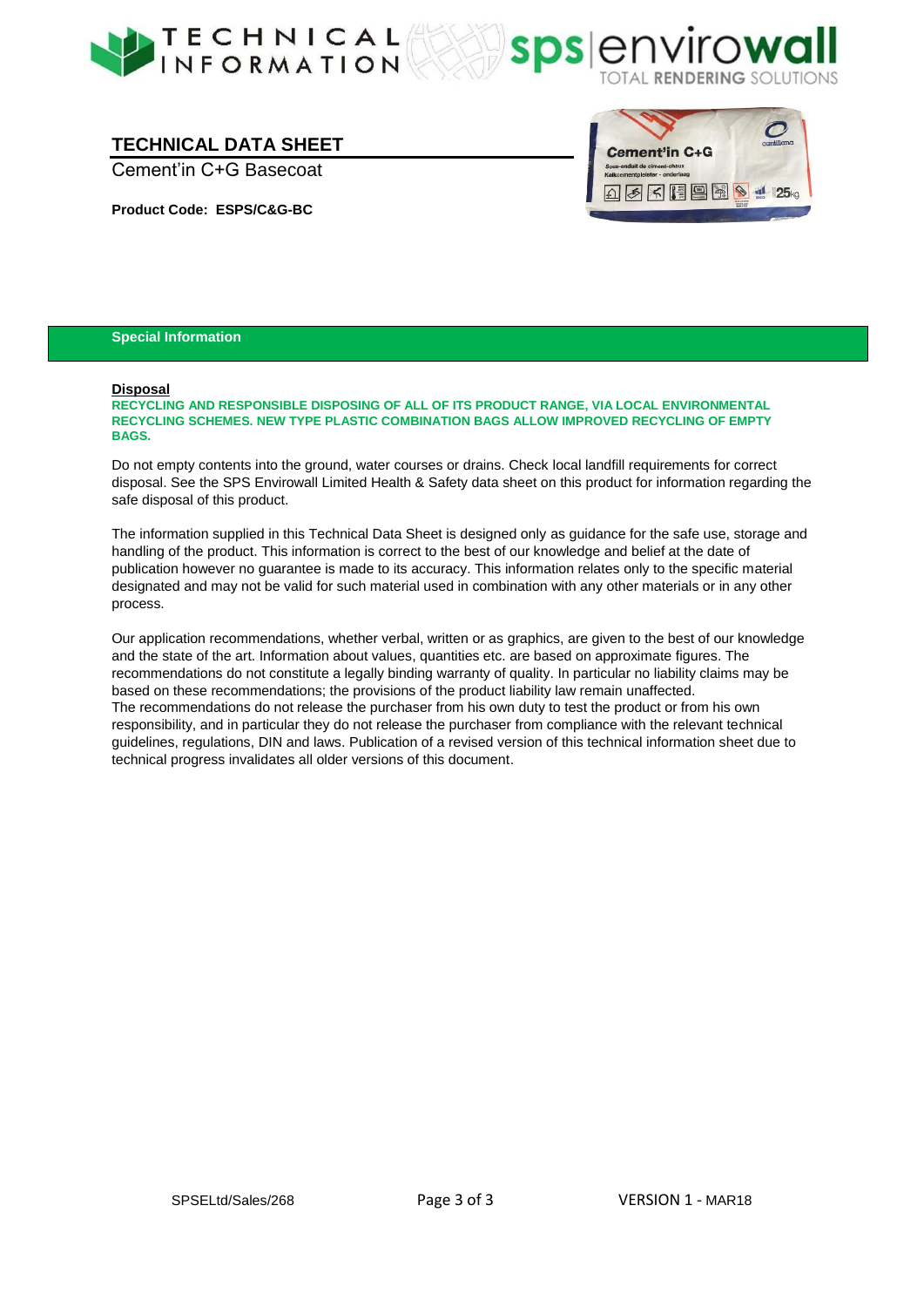## TECHNICAL DATA SHEET

Cement'in C+G Basecoat

**Product Code: ESPS/C&G-BC**

### Special Information

**Disposal**

**RECYCLING AND RESPONSIBLE DISPOSING OF ALL OF ITS PRODUCT RANGE, VIA LOCAL ENVIRONMENTAL RECYCLING SCHEMES. NEW TYPE PLASTIC COMBINATION BAGS ALLOW IMPROVED RECYCLING OF EMPTY BAGS.**

Do not empty contents into the ground, water courses or drains. Check local landfill requirements for correct disposal. See the SPS Envirowall Limited Health & Safety data sheet on this product for information regarding the safe disposal of this product.

The information supplied in this Technical Data Sheet is designed only as guidance for the safe use, storage and handling of the product. This information is correct to the best of our knowledge and belief at the date of publication however no guarantee is made to its accuracy. This information relates only to the specific material designated and may not be valid for such material used in combination with any other materials or in any other process.

Our application recommendations, whether verbal, written or as graphics, are given to the best of our knowledge and the state of the art. Information about values, quantities etc. are based on approximate figures. The recommendations do not constitute a legally binding warranty of quality. In particular no liability claims may be based on these recommendations; the provisions of the product liability law remain unaffected.
The recommendations do not release the purchaser from his own duty to test the product or from his own responsibility, and in particular they do not release the purchaser from compliance with the relevant technical guidelines, regulations, DIN and laws. Publication of a revised version of this technical information sheet due to technical progress invalidates all older versions of this document.

SPSELtd/Sales/268 VERSION 1 - MAR18